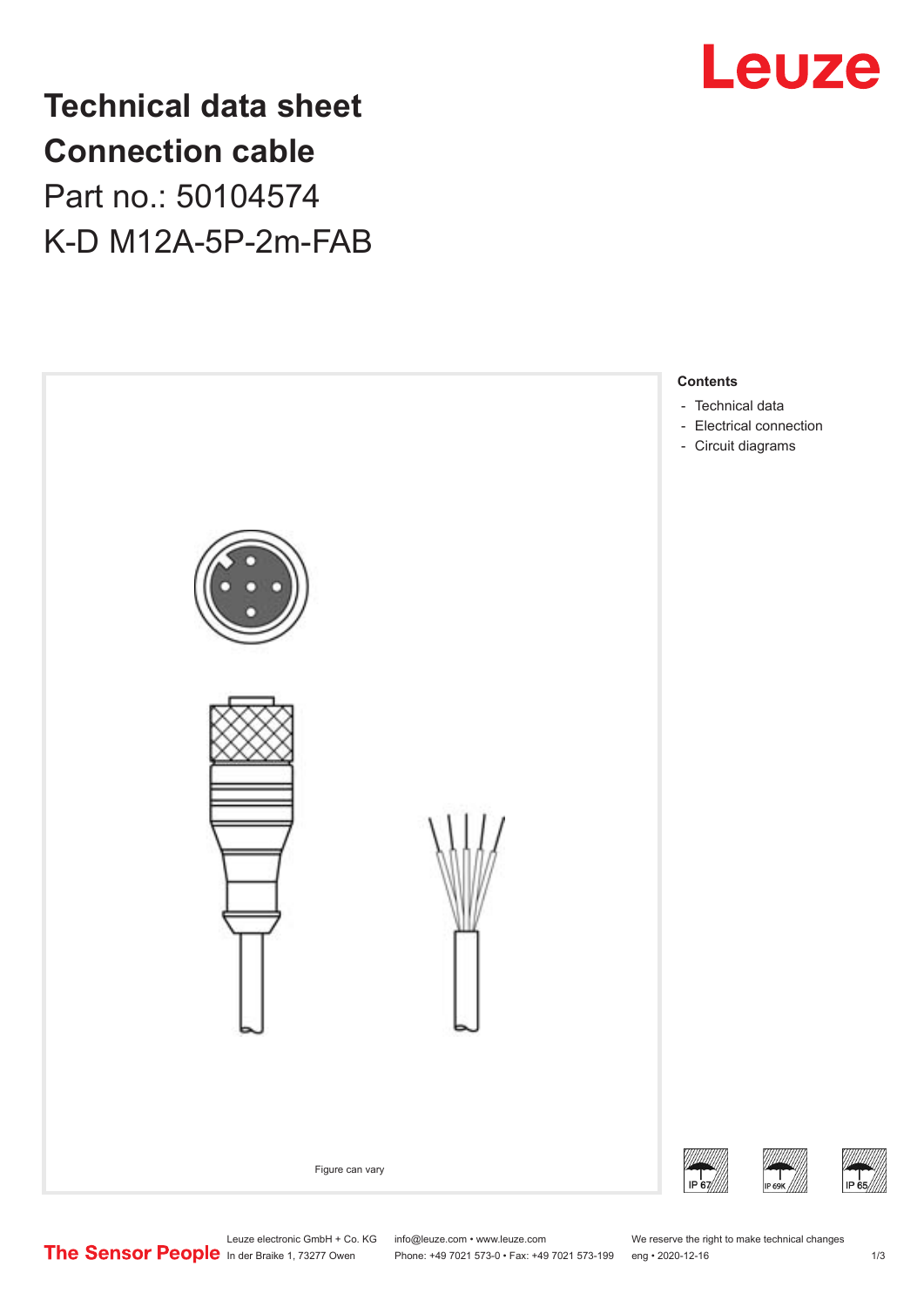# Technical data sheet
# Connection cable

Part no.: 50104574

K-D M12A-5P-2m-FAB

Leuze

Figure can vary

**Contents**

- Technical data
- Electrical connection
- Circuit diagrams

IP 67

IP 69K

IP 65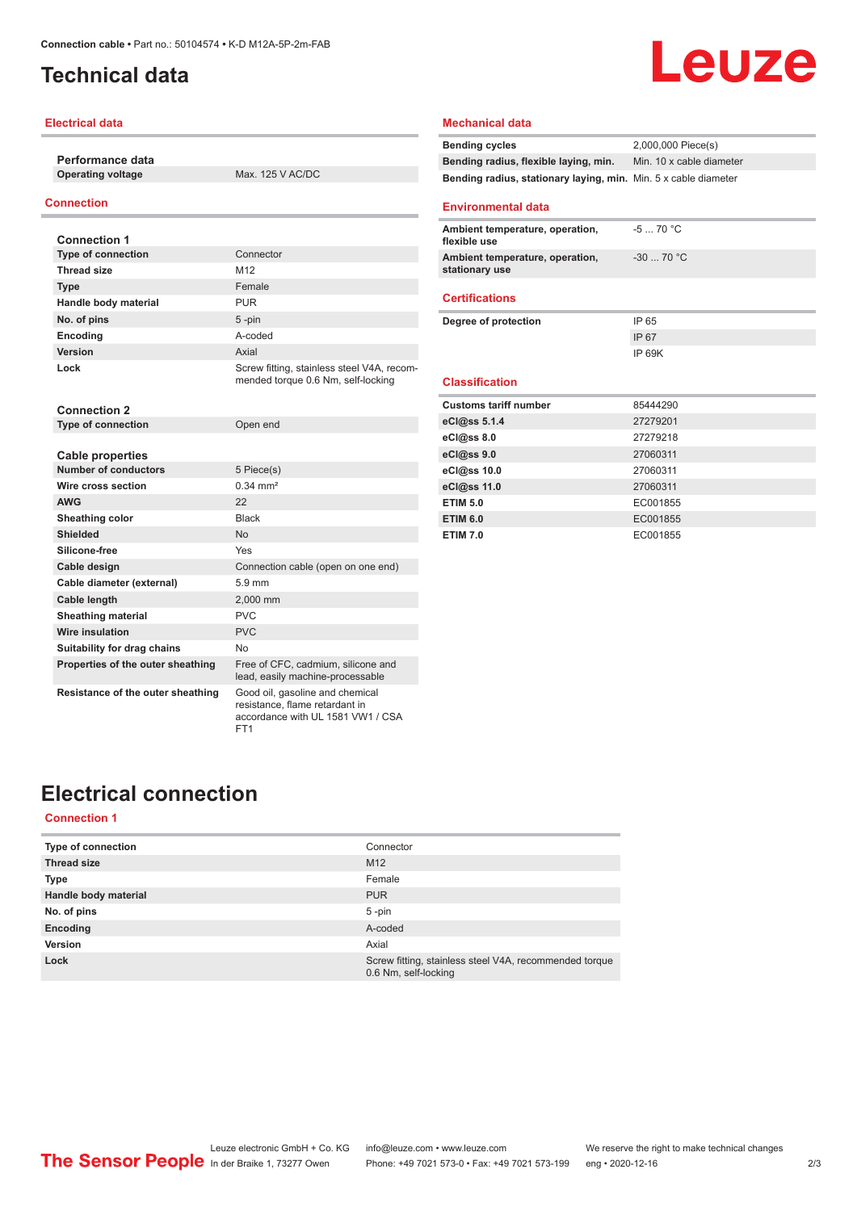Connection cable • Part no.: 50104574 • K-D M12A-5P-2m-FAB

# Technical data

## Electrical data

**Performance data**

| | |
|---|---|
| Operating voltage | Max. 125 V AC/DC |

## Connection

**Connection 1**

| | |
|---|---|
| Type of connection | Connector |
| Thread size | M12 |
| Type | Female |
| Handle body material | PUR |
| No. of pins | 5 -pin |
| Encoding | A-coded |
| Version | Axial |
| Lock | Screw fitting, stainless steel V4A, recommended torque 0.6 Nm, self-locking |

**Connection 2**

| | |
|---|---|
| Type of connection | Open end |

**Cable properties**

| | |
|---|---|
| Number of conductors | 5 Piece(s) |
| Wire cross section | 0.34 mm² |
| AWG | 22 |
| Sheathing color | Black |
| Shielded | No |
| Silicone-free | Yes |
| Cable design | Connection cable (open on one end) |
| Cable diameter (external) | 5.9 mm |
| Cable length | 2,000 mm |
| Sheathing material | PVC |
| Wire insulation | PVC |
| Suitability for drag chains | No |
| Properties of the outer sheathing | Free of CFC, cadmium, silicone and lead, easily machine-processable |
| Resistance of the outer sheathing | Good oil, gasoline and chemical resistance, flame retardant in accordance with UL 1581 VW1 / CSA FT1 |

## Mechanical data

| | |
|---|---|
| Bending cycles | 2,000,000 Piece(s) |
| Bending radius, flexible laying, min. | Min. 10 x cable diameter |
| Bending radius, stationary laying, min. | Min. 5 x cable diameter |

## Environmental data

| | |
|---|---|
| Ambient temperature, operation, flexible use | -5 ... 70 °C |
| Ambient temperature, operation, stationary use | -30 ... 70 °C |

## Certifications

| | |
|---|---|
| Degree of protection | IP 65 |
| | IP 67 |
| | IP 69K |

## Classification

| | |
|---|---|
| Customs tariff number | 85444290 |
| eCl@ss 5.1.4 | 27279201 |
| eCl@ss 8.0 | 27279218 |
| eCl@ss 9.0 | 27060311 |
| eCl@ss 10.0 | 27060311 |
| eCl@ss 11.0 | 27060311 |
| ETIM 5.0 | EC001855 |
| ETIM 6.0 | EC001855 |
| ETIM 7.0 | EC001855 |

# Electrical connection

## Connection 1

| | |
|---|---|
| Type of connection | Connector |
| Thread size | M12 |
| Type | Female |
| Handle body material | PUR |
| No. of pins | 5 -pin |
| Encoding | A-coded |
| Version | Axial |
| Lock | Screw fitting, stainless steel V4A, recommended torque 0.6 Nm, self-locking |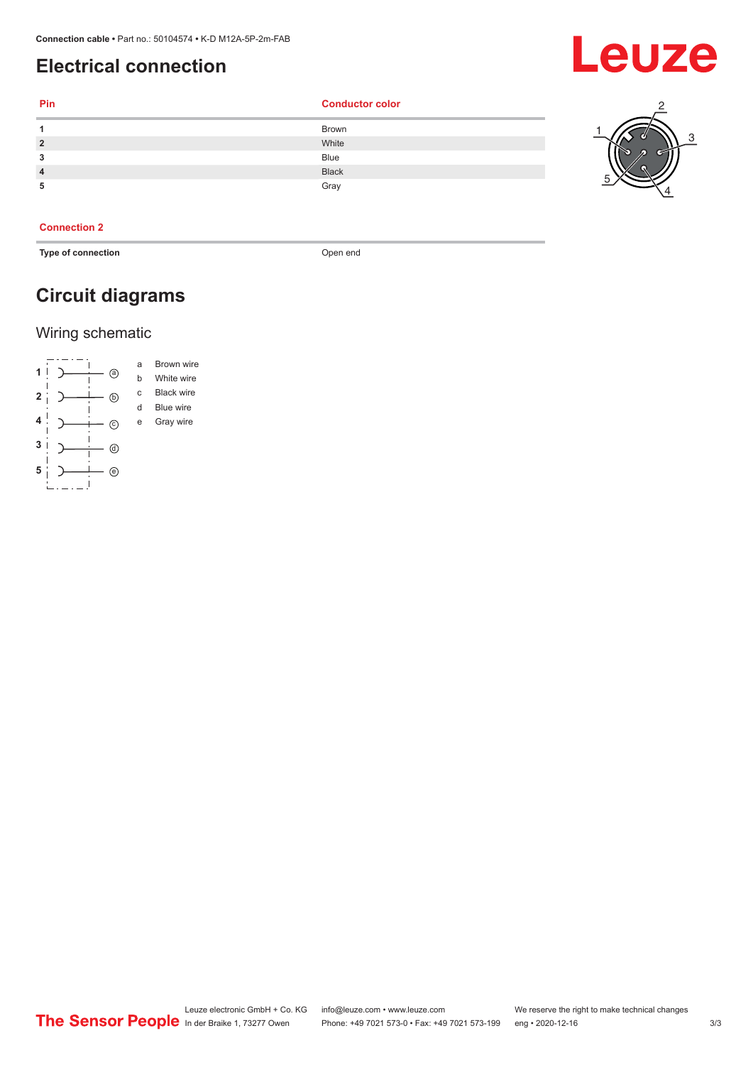## Electrical connection

| Pin | Conductor color |
|---|---|
| 1 | Brown |
| 2 | White |
| 3 | Blue |
| 4 | Black |
| 5 | Gray |

1
2
3
4
5

### Connection 2

| | |
|---|---|
| Type of connection | Open end |

## Circuit diagrams

### Wiring schematic

1
2
4
3
5

a b c d e

| | |
|---|---|
| a | Brown wire |
| b | White wire |
| c | Black wire |
| d | Blue wire |
| e | Gray wire |